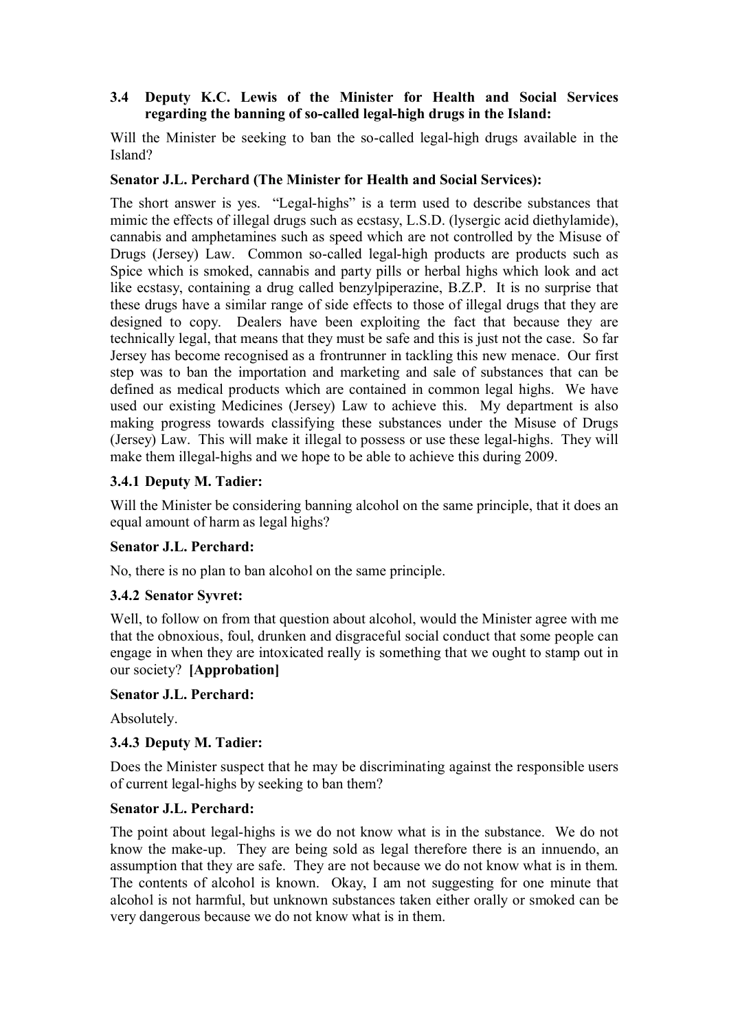### 3.4 Deputy K.C. Lewis of the Minister for Health and Social Services regarding the banning of so-called legal-high drugs in the Island:

Will the Minister be seeking to ban the so-called legal-high drugs available in the Island?

**Senator J.L. Perchard (The Minister for Health and Social Services):**

The short answer is yes. "Legal-highs" is a term used to describe substances that mimic the effects of illegal drugs such as ecstasy, L.S.D. (lysergic acid diethylamide), cannabis and amphetamines such as speed which are not controlled by the Misuse of Drugs (Jersey) Law. Common so-called legal-high products are products such as Spice which is smoked, cannabis and party pills or herbal highs which look and act like ecstasy, containing a drug called benzylpiperazine, B.Z.P. It is no surprise that these drugs have a similar range of side effects to those of illegal drugs that they are designed to copy. Dealers have been exploiting the fact that because they are technically legal, that means that they must be safe and this is just not the case. So far Jersey has become recognised as a frontrunner in tackling this new menace. Our first step was to ban the importation and marketing and sale of substances that can be defined as medical products which are contained in common legal highs. We have used our existing Medicines (Jersey) Law to achieve this. My department is also making progress towards classifying these substances under the Misuse of Drugs (Jersey) Law. This will make it illegal to possess or use these legal-highs. They will make them illegal-highs and we hope to be able to achieve this during 2009.

### 3.4.1 Deputy M. Tadier:

Will the Minister be considering banning alcohol on the same principle, that it does an equal amount of harm as legal highs?

**Senator J.L. Perchard:**

No, there is no plan to ban alcohol on the same principle.

### 3.4.2 Senator Syvret:

Well, to follow on from that question about alcohol, would the Minister agree with me that the obnoxious, foul, drunken and disgraceful social conduct that some people can engage in when they are intoxicated really is something that we ought to stamp out in our society? **[Approbation]**

**Senator J.L. Perchard:**

Absolutely.

### 3.4.3 Deputy M. Tadier:

Does the Minister suspect that he may be discriminating against the responsible users of current legal-highs by seeking to ban them?

**Senator J.L. Perchard:**

The point about legal-highs is we do not know what is in the substance. We do not know the make-up. They are being sold as legal therefore there is an innuendo, an assumption that they are safe. They are not because we do not know what is in them. The contents of alcohol is known. Okay, I am not suggesting for one minute that alcohol is not harmful, but unknown substances taken either orally or smoked can be very dangerous because we do not know what is in them.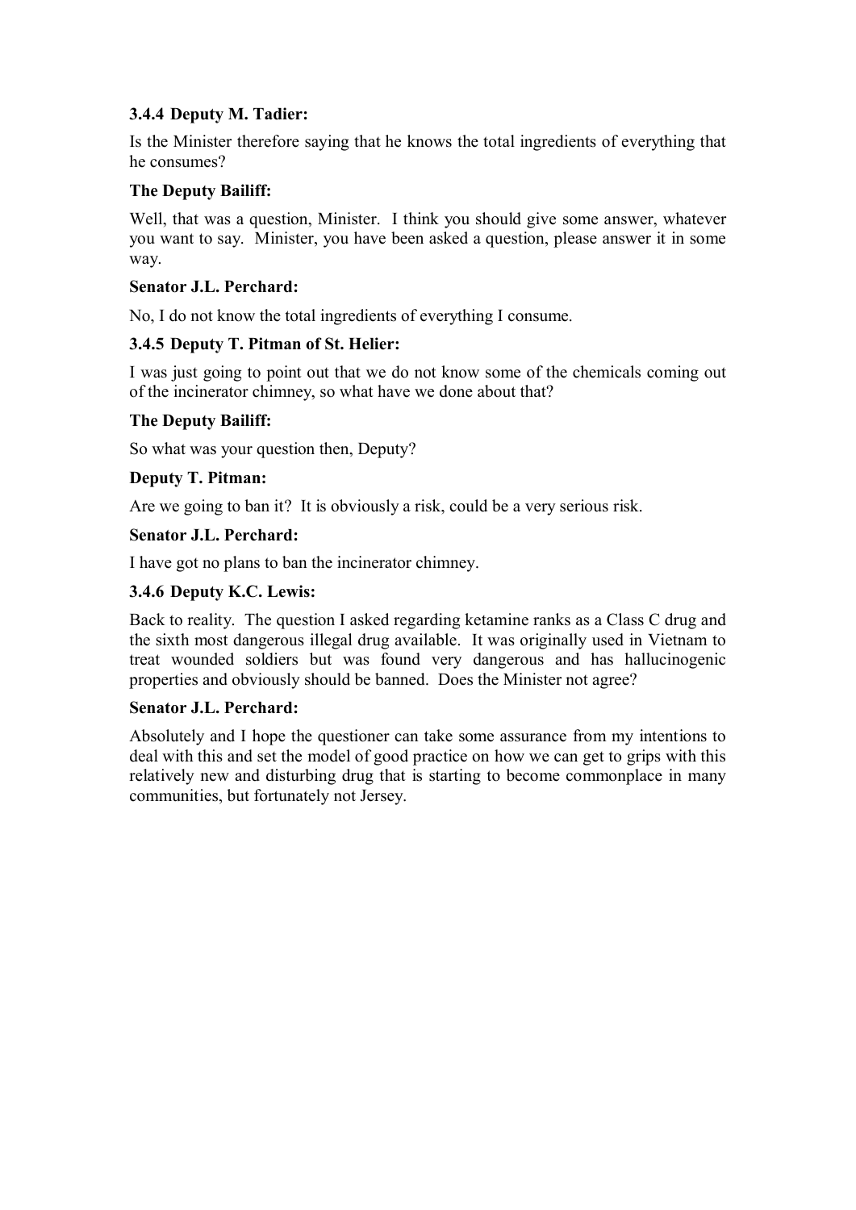#### 3.4.4 Deputy M. Tadier:

Is the Minister therefore saying that he knows the total ingredients of everything that he consumes?

**The Deputy Bailiff:**

Well, that was a question, Minister. I think you should give some answer, whatever you want to say. Minister, you have been asked a question, please answer it in some way.

**Senator J.L. Perchard:**

No, I do not know the total ingredients of everything I consume.

#### 3.4.5 Deputy T. Pitman of St. Helier:

I was just going to point out that we do not know some of the chemicals coming out of the incinerator chimney, so what have we done about that?

**The Deputy Bailiff:**

So what was your question then, Deputy?

**Deputy T. Pitman:**

Are we going to ban it? It is obviously a risk, could be a very serious risk.

**Senator J.L. Perchard:**

I have got no plans to ban the incinerator chimney.

#### 3.4.6 Deputy K.C. Lewis:

Back to reality. The question I asked regarding ketamine ranks as a Class C drug and the sixth most dangerous illegal drug available. It was originally used in Vietnam to treat wounded soldiers but was found very dangerous and has hallucinogenic properties and obviously should be banned. Does the Minister not agree?

**Senator J.L. Perchard:**

Absolutely and I hope the questioner can take some assurance from my intentions to deal with this and set the model of good practice on how we can get to grips with this relatively new and disturbing drug that is starting to become commonplace in many communities, but fortunately not Jersey.